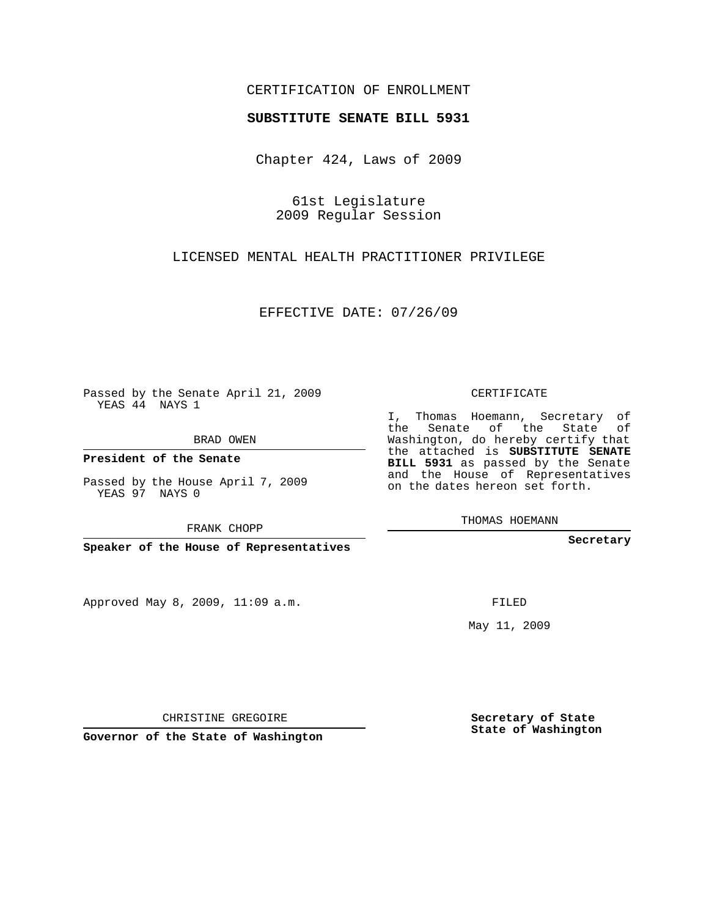CERTIFICATION OF ENROLLMENT

**SUBSTITUTE SENATE BILL 5931**

Chapter 424, Laws of 2009

61st Legislature
2009 Regular Session

LICENSED MENTAL HEALTH PRACTITIONER PRIVILEGE

EFFECTIVE DATE: 07/26/09

Passed by the Senate April 21, 2009
YEAS 44 NAYS 1

BRAD OWEN

**President of the Senate**

Passed by the House April 7, 2009
YEAS 97 NAYS 0

FRANK CHOPP

**Speaker of the House of Representatives**

Approved May 8, 2009, 11:09 a.m.

CHRISTINE GREGOIRE

**Governor of the State of Washington**

CERTIFICATE

I, Thomas Hoemann, Secretary of the Senate of the State of Washington, do hereby certify that the attached is **SUBSTITUTE SENATE BILL 5931** as passed by the Senate and the House of Representatives on the dates hereon set forth.

THOMAS HOEMANN

**Secretary**

FILED

May 11, 2009

**Secretary of State**
**State of Washington**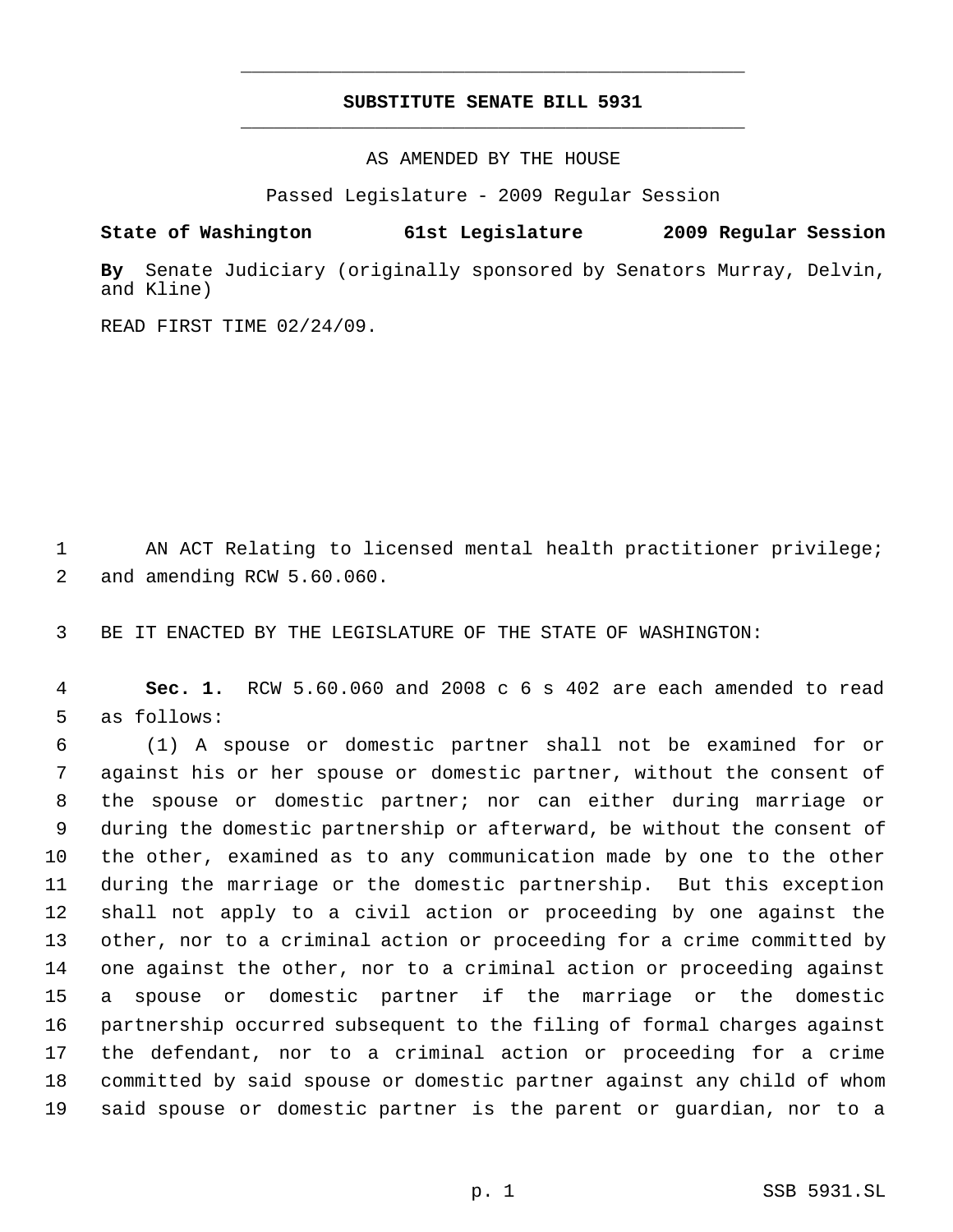# SUBSTITUTE SENATE BILL 5931

AS AMENDED BY THE HOUSE

Passed Legislature - 2009 Regular Session

**State of Washington 61st Legislature 2009 Regular Session**

**By** Senate Judiciary (originally sponsored by Senators Murray, Delvin, and Kline)

READ FIRST TIME 02/24/09.

1 AN ACT Relating to licensed mental health practitioner privilege;
2 and amending RCW 5.60.060.

3 BE IT ENACTED BY THE LEGISLATURE OF THE STATE OF WASHINGTON:

4 **Sec. 1.** RCW 5.60.060 and 2008 c 6 s 402 are each amended to read
5 as follows:

6 (1) A spouse or domestic partner shall not be examined for or
7 against his or her spouse or domestic partner, without the consent of
8 the spouse or domestic partner; nor can either during marriage or
9 during the domestic partnership or afterward, be without the consent of
10 the other, examined as to any communication made by one to the other
11 during the marriage or the domestic partnership. But this exception
12 shall not apply to a civil action or proceeding by one against the
13 other, nor to a criminal action or proceeding for a crime committed by
14 one against the other, nor to a criminal action or proceeding against
15 a spouse or domestic partner if the marriage or the domestic
16 partnership occurred subsequent to the filing of formal charges against
17 the defendant, nor to a criminal action or proceeding for a crime
18 committed by said spouse or domestic partner against any child of whom
19 said spouse or domestic partner is the parent or guardian, nor to a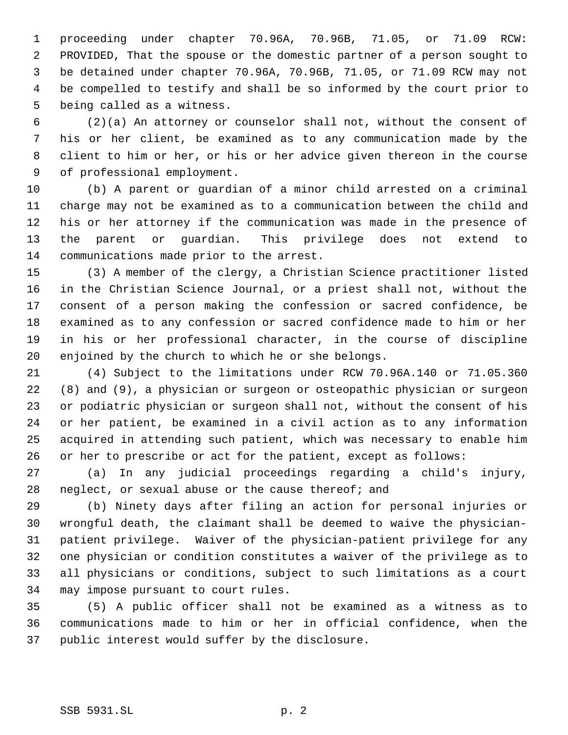proceeding under chapter 70.96A, 70.96B, 71.05, or 71.09 RCW: PROVIDED, That the spouse or the domestic partner of a person sought to be detained under chapter 70.96A, 70.96B, 71.05, or 71.09 RCW may not be compelled to testify and shall be so informed by the court prior to being called as a witness.

(2)(a) An attorney or counselor shall not, without the consent of his or her client, be examined as to any communication made by the client to him or her, or his or her advice given thereon in the course of professional employment.

(b) A parent or guardian of a minor child arrested on a criminal charge may not be examined as to a communication between the child and his or her attorney if the communication was made in the presence of the parent or guardian. This privilege does not extend to communications made prior to the arrest.

(3) A member of the clergy, a Christian Science practitioner listed in the Christian Science Journal, or a priest shall not, without the consent of a person making the confession or sacred confidence, be examined as to any confession or sacred confidence made to him or her in his or her professional character, in the course of discipline enjoined by the church to which he or she belongs.

(4) Subject to the limitations under RCW 70.96A.140 or 71.05.360 (8) and (9), a physician or surgeon or osteopathic physician or surgeon or podiatric physician or surgeon shall not, without the consent of his or her patient, be examined in a civil action as to any information acquired in attending such patient, which was necessary to enable him or her to prescribe or act for the patient, except as follows:

(a) In any judicial proceedings regarding a child's injury, neglect, or sexual abuse or the cause thereof; and

(b) Ninety days after filing an action for personal injuries or wrongful death, the claimant shall be deemed to waive the physician-patient privilege. Waiver of the physician-patient privilege for any one physician or condition constitutes a waiver of the privilege as to all physicians or conditions, subject to such limitations as a court may impose pursuant to court rules.

(5) A public officer shall not be examined as a witness as to communications made to him or her in official confidence, when the public interest would suffer by the disclosure.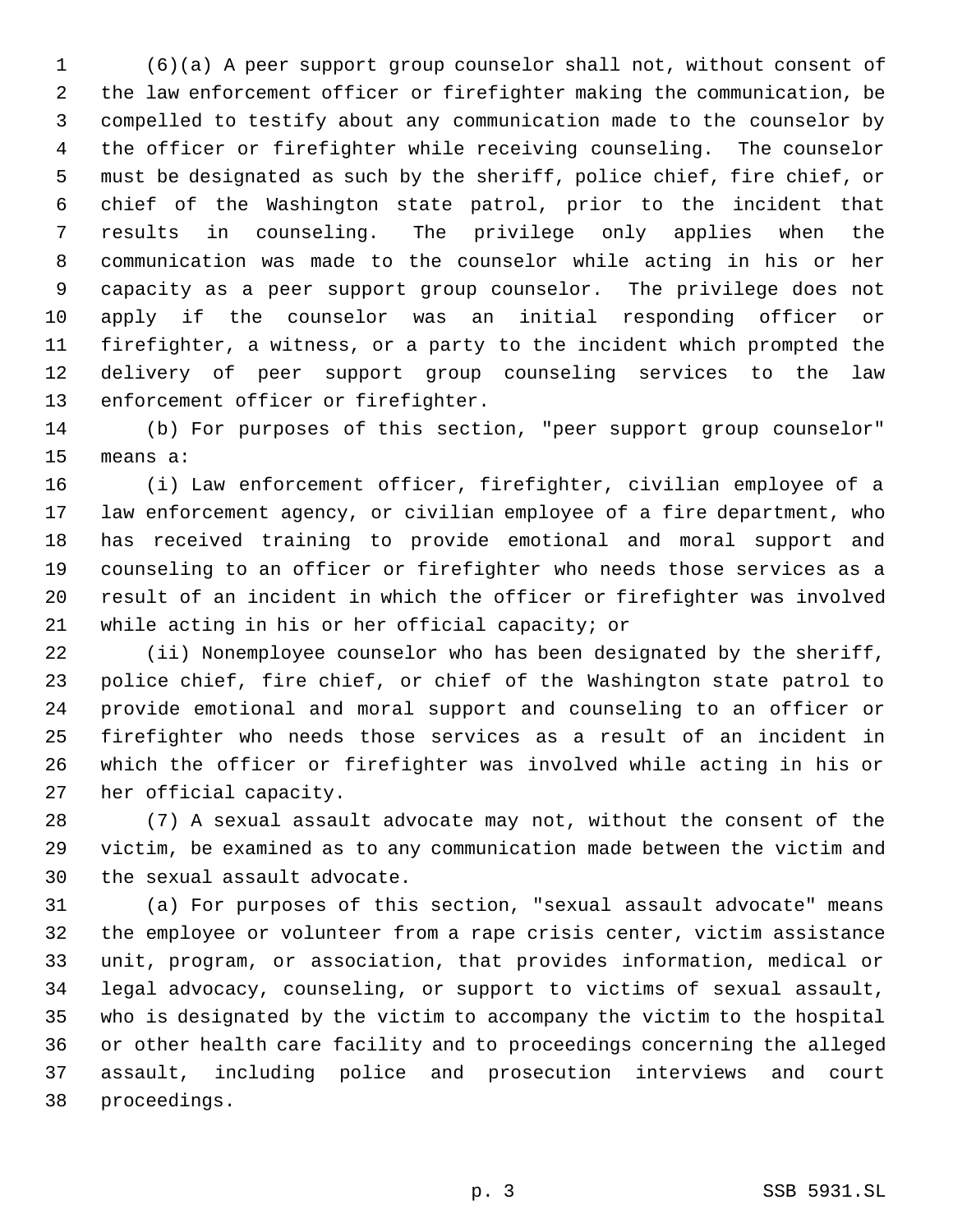(6)(a) A peer support group counselor shall not, without consent of the law enforcement officer or firefighter making the communication, be compelled to testify about any communication made to the counselor by the officer or firefighter while receiving counseling. The counselor must be designated as such by the sheriff, police chief, fire chief, or chief of the Washington state patrol, prior to the incident that results in counseling. The privilege only applies when the communication was made to the counselor while acting in his or her capacity as a peer support group counselor. The privilege does not apply if the counselor was an initial responding officer or firefighter, a witness, or a party to the incident which prompted the delivery of peer support group counseling services to the law enforcement officer or firefighter.

(b) For purposes of this section, "peer support group counselor" means a:

(i) Law enforcement officer, firefighter, civilian employee of a law enforcement agency, or civilian employee of a fire department, who has received training to provide emotional and moral support and counseling to an officer or firefighter who needs those services as a result of an incident in which the officer or firefighter was involved while acting in his or her official capacity; or

(ii) Nonemployee counselor who has been designated by the sheriff, police chief, fire chief, or chief of the Washington state patrol to provide emotional and moral support and counseling to an officer or firefighter who needs those services as a result of an incident in which the officer or firefighter was involved while acting in his or her official capacity.

(7) A sexual assault advocate may not, without the consent of the victim, be examined as to any communication made between the victim and the sexual assault advocate.

(a) For purposes of this section, "sexual assault advocate" means the employee or volunteer from a rape crisis center, victim assistance unit, program, or association, that provides information, medical or legal advocacy, counseling, or support to victims of sexual assault, who is designated by the victim to accompany the victim to the hospital or other health care facility and to proceedings concerning the alleged assault, including police and prosecution interviews and court proceedings.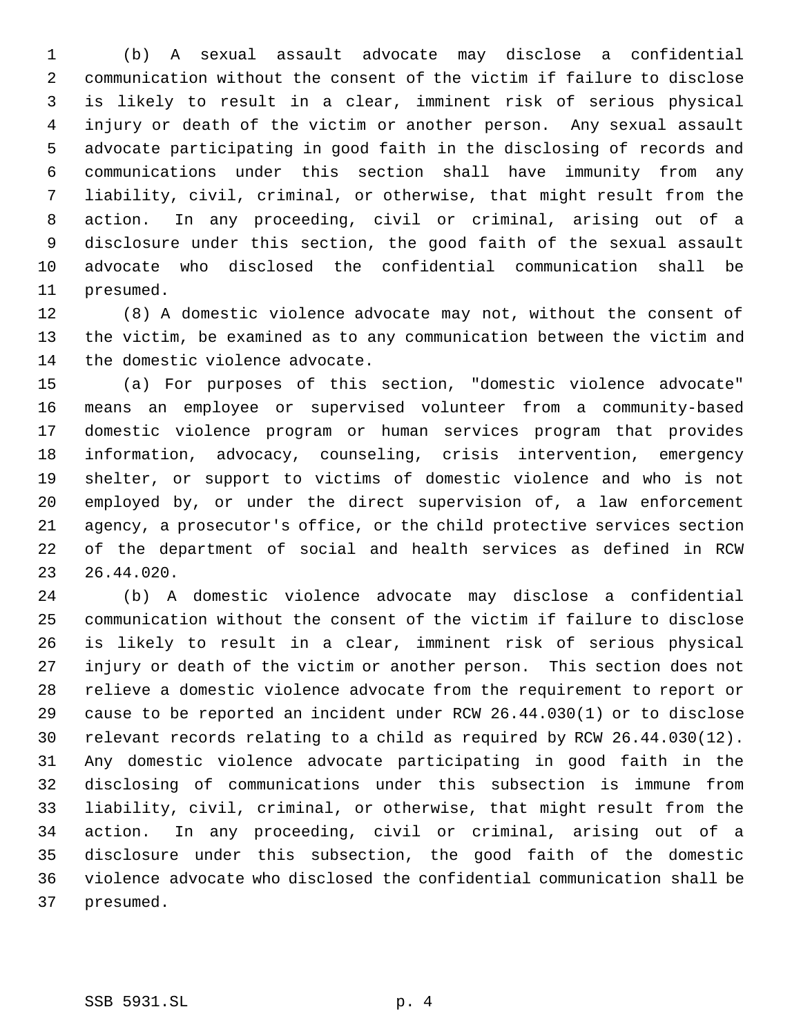(b) A sexual assault advocate may disclose a confidential communication without the consent of the victim if failure to disclose is likely to result in a clear, imminent risk of serious physical injury or death of the victim or another person. Any sexual assault advocate participating in good faith in the disclosing of records and communications under this section shall have immunity from any liability, civil, criminal, or otherwise, that might result from the action. In any proceeding, civil or criminal, arising out of a disclosure under this section, the good faith of the sexual assault advocate who disclosed the confidential communication shall be presumed.

(8) A domestic violence advocate may not, without the consent of the victim, be examined as to any communication between the victim and the domestic violence advocate.

(a) For purposes of this section, "domestic violence advocate" means an employee or supervised volunteer from a community-based domestic violence program or human services program that provides information, advocacy, counseling, crisis intervention, emergency shelter, or support to victims of domestic violence and who is not employed by, or under the direct supervision of, a law enforcement agency, a prosecutor's office, or the child protective services section of the department of social and health services as defined in RCW 26.44.020.

(b) A domestic violence advocate may disclose a confidential communication without the consent of the victim if failure to disclose is likely to result in a clear, imminent risk of serious physical injury or death of the victim or another person. This section does not relieve a domestic violence advocate from the requirement to report or cause to be reported an incident under RCW 26.44.030(1) or to disclose relevant records relating to a child as required by RCW 26.44.030(12). Any domestic violence advocate participating in good faith in the disclosing of communications under this subsection is immune from liability, civil, criminal, or otherwise, that might result from the action. In any proceeding, civil or criminal, arising out of a disclosure under this subsection, the good faith of the domestic violence advocate who disclosed the confidential communication shall be presumed.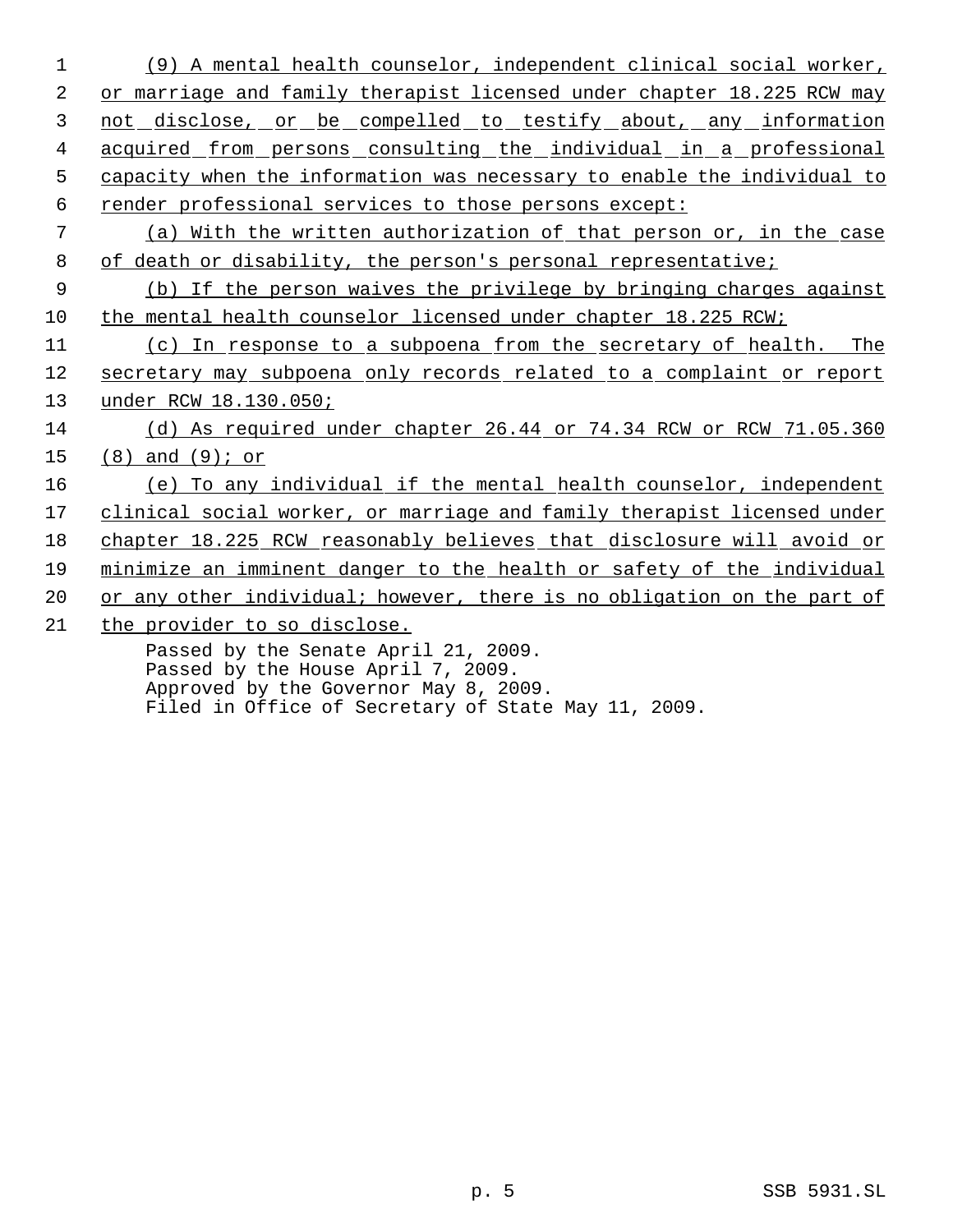(9) A mental health counselor, independent clinical social worker, or marriage and family therapist licensed under chapter 18.225 RCW may not disclose, or be compelled to testify about, any information acquired from persons consulting the individual in a professional capacity when the information was necessary to enable the individual to render professional services to those persons except:

(a) With the written authorization of that person or, in the case of death or disability, the person's personal representative;

(b) If the person waives the privilege by bringing charges against the mental health counselor licensed under chapter 18.225 RCW;

(c) In response to a subpoena from the secretary of health. The secretary may subpoena only records related to a complaint or report under RCW 18.130.050;

(d) As required under chapter 26.44 or 74.34 RCW or RCW 71.05.360 (8) and (9); or

(e) To any individual if the mental health counselor, independent clinical social worker, or marriage and family therapist licensed under chapter 18.225 RCW reasonably believes that disclosure will avoid or minimize an imminent danger to the health or safety of the individual or any other individual; however, there is no obligation on the part of the provider to so disclose.

Passed by the Senate April 21, 2009.
Passed by the House April 7, 2009.
Approved by the Governor May 8, 2009.
Filed in Office of Secretary of State May 11, 2009.